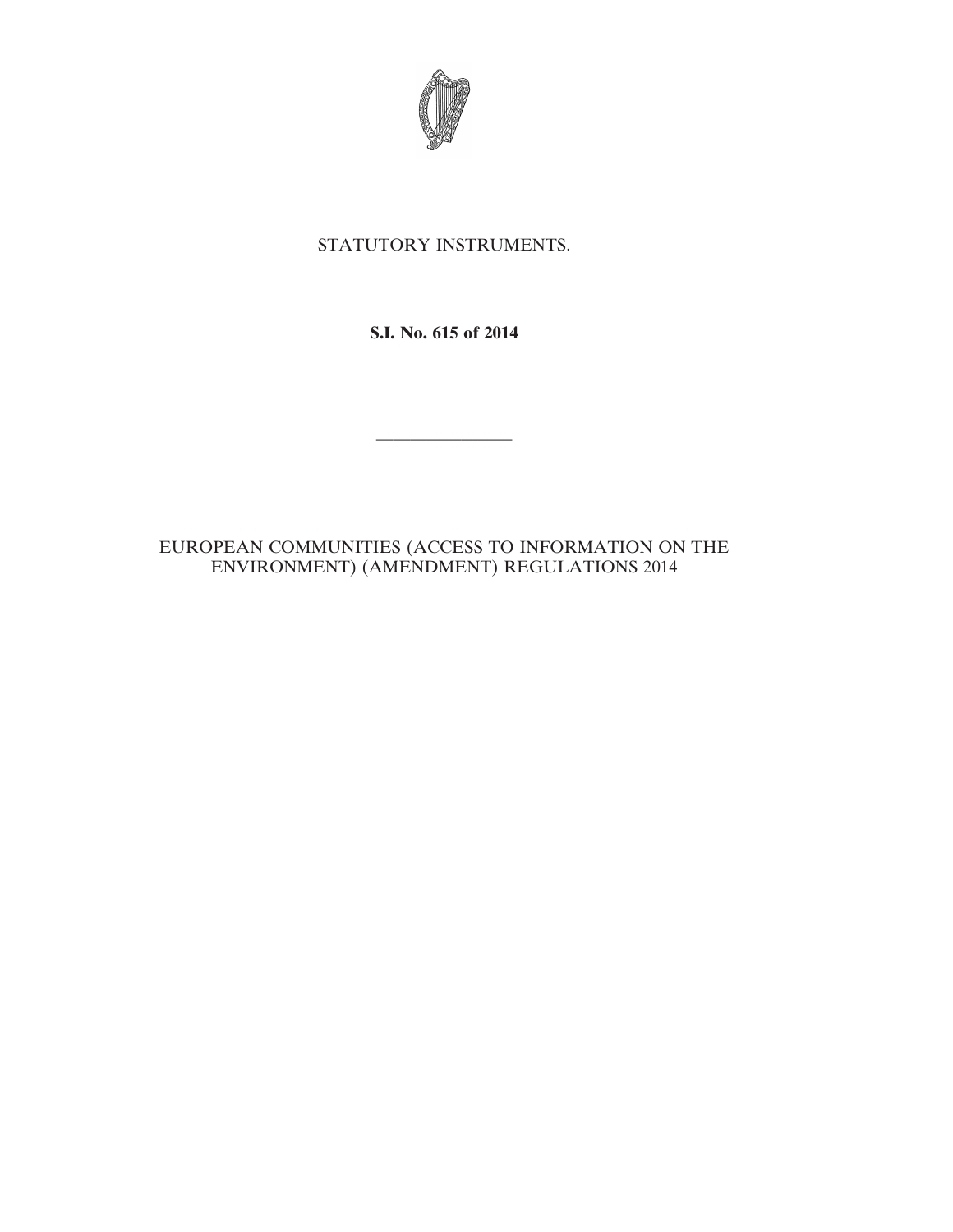STATUTORY INSTRUMENTS.

**S.I. No. 615 of 2014**

---

EUROPEAN COMMUNITIES (ACCESS TO INFORMATION ON THE ENVIRONMENT) (AMENDMENT) REGULATIONS 2014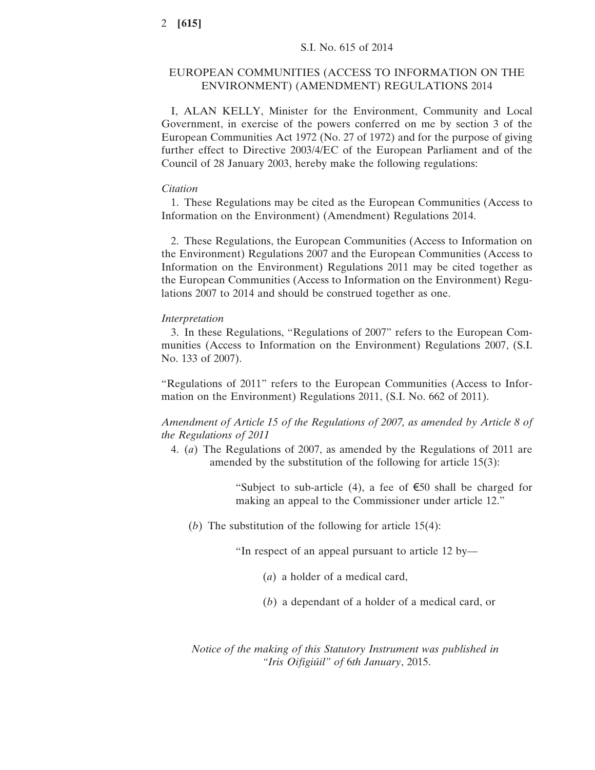S.I. No. 615 of 2014

# EUROPEAN COMMUNITIES (ACCESS TO INFORMATION ON THE ENVIRONMENT) (AMENDMENT) REGULATIONS 2014

I, ALAN KELLY, Minister for the Environment, Community and Local Government, in exercise of the powers conferred on me by section 3 of the European Communities Act 1972 (No. 27 of 1972) and for the purpose of giving further effect to Directive 2003/4/EC of the European Parliament and of the Council of 28 January 2003, hereby make the following regulations:

*Citation*

1. These Regulations may be cited as the European Communities (Access to Information on the Environment) (Amendment) Regulations 2014.

2. These Regulations, the European Communities (Access to Information on the Environment) Regulations 2007 and the European Communities (Access to Information on the Environment) Regulations 2011 may be cited together as the European Communities (Access to Information on the Environment) Regulations 2007 to 2014 and should be construed together as one.

*Interpretation*

3. In these Regulations, "Regulations of 2007" refers to the European Communities (Access to Information on the Environment) Regulations 2007, (S.I. No. 133 of 2007).

"Regulations of 2011" refers to the European Communities (Access to Information on the Environment) Regulations 2011, (S.I. No. 662 of 2011).

*Amendment of Article 15 of the Regulations of 2007, as amended by Article 8 of the Regulations of 2011*

4. (*a*) The Regulations of 2007, as amended by the Regulations of 2011 are amended by the substitution of the following for article 15(3):

> "Subject to sub-article (4), a fee of €50 shall be charged for making an appeal to the Commissioner under article 12."

(*b*) The substitution of the following for article 15(4):

> "In respect of an appeal pursuant to article 12 by—
>
> (*a*) a holder of a medical card,
>
> (*b*) a dependant of a holder of a medical card, or

*Notice of the making of this Statutory Instrument was published in "Iris Oifigiúil" of 6th January, 2015.*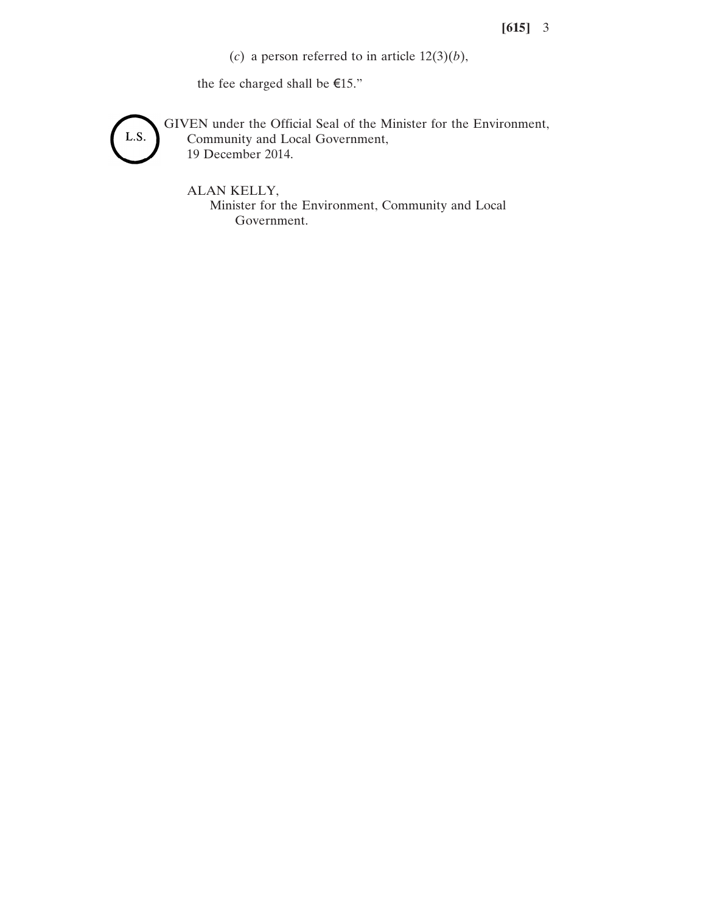(*c*) a person referred to in article 12(3)(*b*),

the fee charged shall be €15."

L.S.

GIVEN under the Official Seal of the Minister for the Environment, Community and Local Government,
19 December 2014.

ALAN KELLY,
Minister for the Environment, Community and Local Government.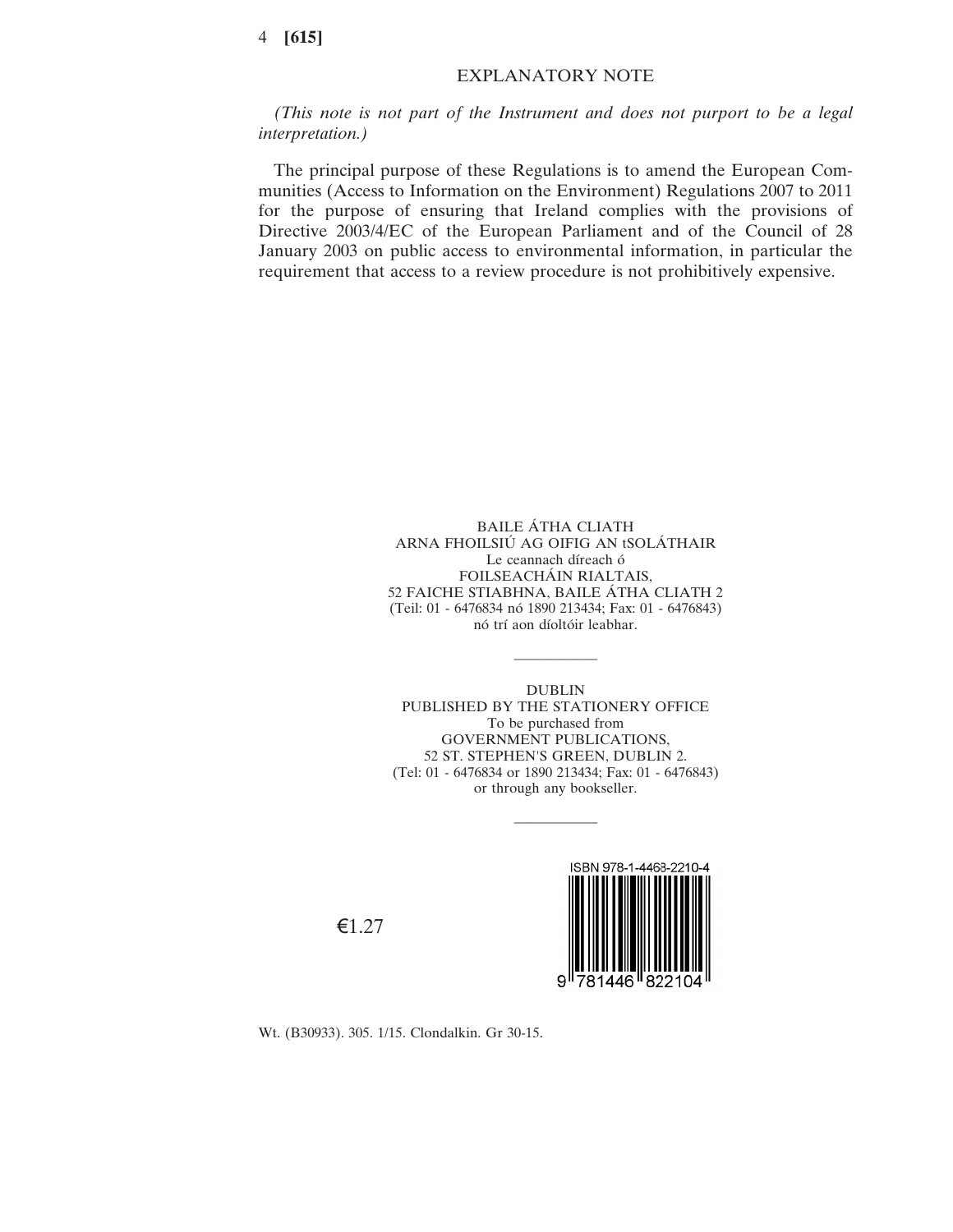## EXPLANATORY NOTE

*(This note is not part of the Instrument and does not purport to be a legal interpretation.)*

The principal purpose of these Regulations is to amend the European Communities (Access to Information on the Environment) Regulations 2007 to 2011 for the purpose of ensuring that Ireland complies with the provisions of Directive 2003/4/EC of the European Parliament and of the Council of 28 January 2003 on public access to environmental information, in particular the requirement that access to a review procedure is not prohibitively expensive.

BAILE ÁTHA CLIATH
ARNA FHOILSIÚ AG OIFIG AN tSOLÁTHAIR
Le ceannach díreach ó
FOILSEACHÁIN RIALTAIS,
52 FAICHE STIABHNA, BAILE ÁTHA CLIATH 2
(Teil: 01 - 6476834 nó 1890 213434; Fax: 01 - 6476843)
nó trí aon díoltóir leabhar.

---

DUBLIN
PUBLISHED BY THE STATIONERY OFFICE
To be purchased from
GOVERNMENT PUBLICATIONS,
52 ST. STEPHEN'S GREEN, DUBLIN 2.
(Tel: 01 - 6476834 or 1890 213434; Fax: 01 - 6476843)
or through any bookseller.

---

€1.27

ISBN 978-1-4468-2210-4

9 781446 822104

Wt. (B30933). 305. 1/15. Clondalkin. Gr 30-15.